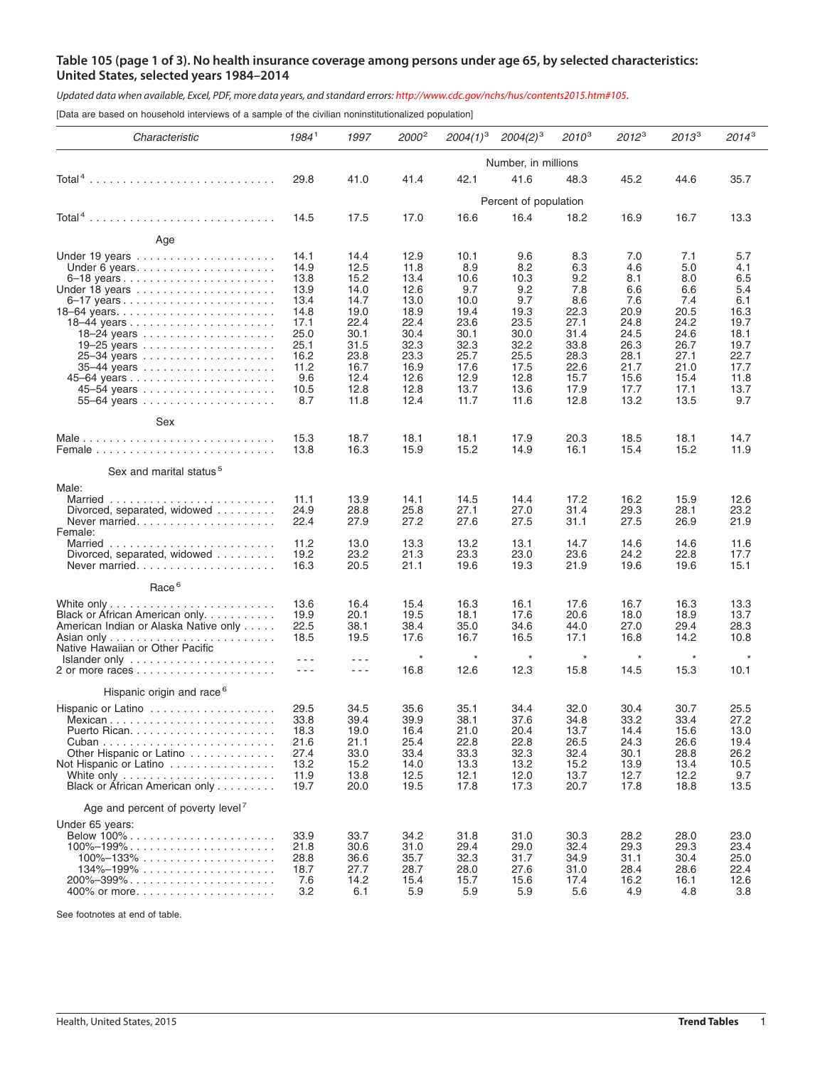# Table 105 (page 1 of 3). No health insurance coverage among persons under age 65, by selected characteristics: United States, selected years 1984–2014

*Updated data when available, Excel, PDF, more data years, and standard errors: http://www.cdc.gov/nchs/hus/contents2015.htm#105.*

[Data are based on household interviews of a sample of the civilian noninstitutionalized population]

| Characteristic | 1984[1] | 1997 | 2000[2] | 2004(1)[3] | 2004(2)[3] | 2010[3] | 2012[3] | 2013[3] | 2014[3] |
|---|---|---|---|---|---|---|---|---|---|
| | Number, in millions | | | | | | | | |
| Total[4] | 29.8 | 41.0 | 41.4 | 42.1 | 41.6 | 48.3 | 45.2 | 44.6 | 35.7 |
| | Percent of population | | | | | | | | |
| Total[4] | 14.5 | 17.5 | 17.0 | 16.6 | 16.4 | 18.2 | 16.9 | 16.7 | 13.3 |
| **Age** | | | | | | | | | |
| Under 19 years | 14.1 | 14.4 | 12.9 | 10.1 | 9.6 | 8.3 | 7.0 | 7.1 | 5.7 |
| Under 6 years | 14.9 | 12.5 | 11.8 | 8.9 | 8.2 | 6.3 | 4.6 | 5.0 | 4.1 |
| 6–18 years | 13.8 | 15.2 | 13.4 | 10.6 | 10.3 | 9.2 | 8.1 | 8.0 | 6.5 |
| Under 18 years | 13.9 | 14.0 | 12.6 | 9.7 | 9.2 | 7.8 | 6.6 | 6.6 | 5.4 |
| 6–17 years | 13.4 | 14.7 | 13.0 | 10.0 | 9.7 | 8.6 | 7.6 | 7.4 | 6.1 |
| 18–64 years | 14.8 | 19.0 | 18.9 | 19.4 | 19.3 | 22.3 | 20.9 | 20.5 | 16.3 |
| 18–44 years | 17.1 | 22.4 | 22.4 | 23.6 | 23.5 | 27.1 | 24.8 | 24.2 | 19.7 |
| 18–24 years | 25.0 | 30.1 | 30.4 | 30.1 | 30.0 | 31.4 | 24.5 | 24.6 | 18.1 |
| 19–25 years | 25.1 | 31.5 | 32.3 | 32.3 | 32.2 | 33.8 | 26.3 | 26.7 | 19.7 |
| 25–34 years | 16.2 | 23.8 | 23.3 | 25.7 | 25.5 | 28.3 | 28.1 | 27.1 | 22.7 |
| 35–44 years | 11.2 | 16.7 | 16.9 | 17.6 | 17.5 | 22.6 | 21.7 | 21.0 | 17.7 |
| 45–64 years | 9.6 | 12.4 | 12.6 | 12.9 | 12.8 | 15.7 | 15.6 | 15.4 | 11.8 |
| 45–54 years | 10.5 | 12.8 | 12.8 | 13.7 | 13.6 | 17.9 | 17.7 | 17.1 | 13.7 |
| 55–64 years | 8.7 | 11.8 | 12.4 | 11.7 | 11.6 | 12.8 | 13.2 | 13.5 | 9.7 |
| **Sex** | | | | | | | | | |
| Male | 15.3 | 18.7 | 18.1 | 18.1 | 17.9 | 20.3 | 18.5 | 18.1 | 14.7 |
| Female | 13.8 | 16.3 | 15.9 | 15.2 | 14.9 | 16.1 | 15.4 | 15.2 | 11.9 |
| **Sex and marital status[5]** | | | | | | | | | |
| Male: | | | | | | | | | |
| Married | 11.1 | 13.9 | 14.1 | 14.5 | 14.4 | 17.2 | 16.2 | 15.9 | 12.6 |
| Divorced, separated, widowed | 24.9 | 28.8 | 25.8 | 27.1 | 27.0 | 31.4 | 29.3 | 28.1 | 23.2 |
| Never married | 22.4 | 27.9 | 27.2 | 27.6 | 27.5 | 31.1 | 27.5 | 26.9 | 21.9 |
| Female: | | | | | | | | | |
| Married | 11.2 | 13.0 | 13.3 | 13.2 | 13.1 | 14.7 | 14.6 | 14.6 | 11.6 |
| Divorced, separated, widowed | 19.2 | 23.2 | 21.3 | 23.3 | 23.0 | 23.6 | 24.2 | 22.8 | 17.7 |
| Never married | 16.3 | 20.5 | 21.1 | 19.6 | 19.3 | 21.9 | 19.6 | 19.6 | 15.1 |
| **Race[6]** | | | | | | | | | |
| White only | 13.6 | 16.4 | 15.4 | 16.3 | 16.1 | 17.6 | 16.7 | 16.3 | 13.3 |
| Black or African American only | 19.9 | 20.1 | 19.5 | 18.1 | 17.6 | 20.6 | 18.0 | 18.9 | 13.7 |
| American Indian or Alaska Native only | 22.5 | 38.1 | 38.4 | 35.0 | 34.6 | 44.0 | 27.0 | 29.4 | 28.3 |
| Asian only | 18.5 | 19.5 | 17.6 | 16.7 | 16.5 | 17.1 | 16.8 | 14.2 | 10.8 |
| Native Hawaiian or Other Pacific Islander only | - - - | - - - | * | * | * | * | * | * | * |
| 2 or more races | - - - | - - - | 16.8 | 12.6 | 12.3 | 15.8 | 14.5 | 15.3 | 10.1 |
| **Hispanic origin and race[6]** | | | | | | | | | |
| Hispanic or Latino | 29.5 | 34.5 | 35.6 | 35.1 | 34.4 | 32.0 | 30.4 | 30.7 | 25.5 |
| Mexican | 33.8 | 39.4 | 39.9 | 38.1 | 37.6 | 34.8 | 33.2 | 33.4 | 27.2 |
| Puerto Rican | 18.3 | 19.0 | 16.4 | 21.0 | 20.4 | 13.7 | 14.4 | 15.6 | 13.0 |
| Cuban | 21.6 | 21.1 | 25.4 | 22.8 | 22.8 | 26.5 | 24.3 | 26.6 | 19.4 |
| Other Hispanic or Latino | 27.4 | 33.0 | 33.4 | 33.3 | 32.3 | 32.4 | 30.1 | 28.8 | 26.2 |
| Not Hispanic or Latino | 13.2 | 15.2 | 14.0 | 13.3 | 13.2 | 15.2 | 13.9 | 13.4 | 10.5 |
| White only | 11.9 | 13.8 | 12.5 | 12.1 | 12.0 | 13.7 | 12.7 | 12.2 | 9.7 |
| Black or African American only | 19.7 | 20.0 | 19.5 | 17.8 | 17.3 | 20.7 | 17.8 | 18.8 | 13.5 |
| **Age and percent of poverty level[7]** | | | | | | | | | |
| Under 65 years: | | | | | | | | | |
| Below 100% | 33.9 | 33.7 | 34.2 | 31.8 | 31.0 | 30.3 | 28.2 | 28.0 | 23.0 |
| 100%–199% | 21.8 | 30.6 | 31.0 | 29.4 | 29.0 | 32.4 | 29.3 | 29.3 | 23.4 |
| 100%–133% | 28.8 | 36.6 | 35.7 | 32.3 | 31.7 | 34.9 | 31.1 | 30.4 | 25.0 |
| 134%–199% | 18.7 | 27.7 | 28.7 | 28.0 | 27.6 | 31.0 | 28.4 | 28.6 | 22.4 |
| 200%–399% | 7.6 | 14.2 | 15.4 | 15.7 | 15.6 | 17.4 | 16.2 | 16.1 | 12.6 |
| 400% or more | 3.2 | 6.1 | 5.9 | 5.9 | 5.9 | 5.6 | 4.9 | 4.8 | 3.8 |

See footnotes at end of table.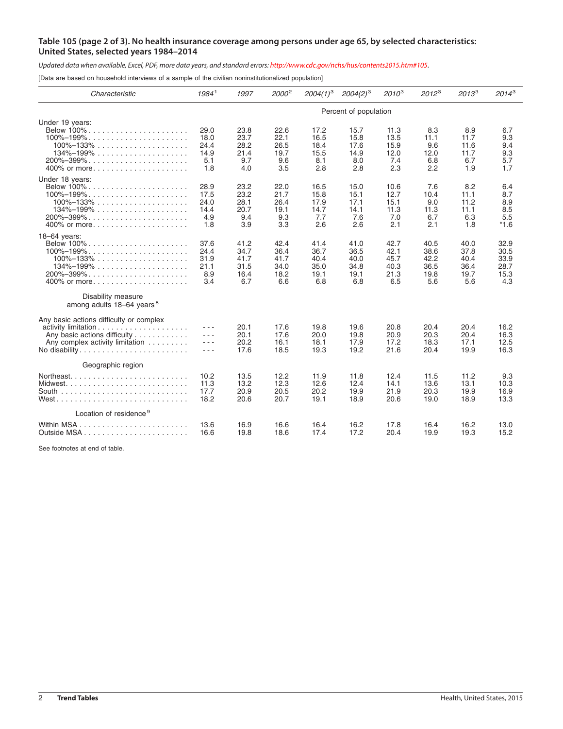## Table 105 (page 2 of 3). No health insurance coverage among persons under age 65, by selected characteristics: United States, selected years 1984–2014

*Updated data when available, Excel, PDF, more data years, and standard errors: http://www.cdc.gov/nchs/hus/contents2015.htm#105.*

[Data are based on household interviews of a sample of the civilian noninstitutionalized population]

| Characteristic | 1984[1] | 1997 | 2000[2] | 2004(1)[3] | 2004(2)[3] | 2010[3] | 2012[3] | 2013[3] | 2014[3] |
|---|---|---|---|---|---|---|---|---|---|
| | Percent of population | | | | | | | | |
| **Under 19 years:** | | | | | | | | | |
| Below 100% | 29.0 | 23.8 | 22.6 | 17.2 | 15.7 | 11.3 | 8.3 | 8.9 | 6.7 |
| 100%–199% | 18.0 | 23.7 | 22.1 | 16.5 | 15.8 | 13.5 | 11.1 | 11.7 | 9.3 |
| 100%–133% | 24.4 | 28.2 | 26.5 | 18.4 | 17.6 | 15.9 | 9.6 | 11.6 | 9.4 |
| 134%–199% | 14.9 | 21.4 | 19.7 | 15.5 | 14.9 | 12.0 | 12.0 | 11.7 | 9.3 |
| 200%–399% | 5.1 | 9.7 | 9.6 | 8.1 | 8.0 | 7.4 | 6.8 | 6.7 | 5.7 |
| 400% or more | 1.8 | 4.0 | 3.5 | 2.8 | 2.8 | 2.3 | 2.2 | 1.9 | 1.7 |
| **Under 18 years:** | | | | | | | | | |
| Below 100% | 28.9 | 23.2 | 22.0 | 16.5 | 15.0 | 10.6 | 7.6 | 8.2 | 6.4 |
| 100%–199% | 17.5 | 23.2 | 21.7 | 15.8 | 15.1 | 12.7 | 10.4 | 11.1 | 8.7 |
| 100%–133% | 24.0 | 28.1 | 26.4 | 17.9 | 17.1 | 15.1 | 9.0 | 11.2 | 8.9 |
| 134%–199% | 14.4 | 20.7 | 19.1 | 14.7 | 14.1 | 11.3 | 11.3 | 11.1 | 8.5 |
| 200%–399% | 4.9 | 9.4 | 9.3 | 7.7 | 7.6 | 7.0 | 6.7 | 6.3 | 5.5 |
| 400% or more | 1.8 | 3.9 | 3.3 | 2.6 | 2.6 | 2.1 | 2.1 | 1.8 | *1.6 |
| **18–64 years:** | | | | | | | | | |
| Below 100% | 37.6 | 41.2 | 42.4 | 41.4 | 41.0 | 42.7 | 40.5 | 40.0 | 32.9 |
| 100%–199% | 24.4 | 34.7 | 36.4 | 36.7 | 36.5 | 42.1 | 38.6 | 37.8 | 30.5 |
| 100%–133% | 31.9 | 41.7 | 41.7 | 40.4 | 40.0 | 45.7 | 42.2 | 40.4 | 33.9 |
| 134%–199% | 21.1 | 31.5 | 34.0 | 35.0 | 34.8 | 40.3 | 36.5 | 36.4 | 28.7 |
| 200%–399% | 8.9 | 16.4 | 18.2 | 19.1 | 19.1 | 21.3 | 19.8 | 19.7 | 15.3 |
| 400% or more | 3.4 | 6.7 | 6.6 | 6.8 | 6.8 | 6.5 | 5.6 | 5.6 | 4.3 |
| **Disability measure among adults 18–64 years[8]** | | | | | | | | | |
| Any basic actions difficulty or complex activity limitation | - - - | 20.1 | 17.6 | 19.8 | 19.6 | 20.8 | 20.4 | 20.4 | 16.2 |
| Any basic actions difficulty | - - - | 20.1 | 17.6 | 20.0 | 19.8 | 20.9 | 20.3 | 20.4 | 16.3 |
| Any complex activity limitation | - - - | 20.2 | 16.1 | 18.1 | 17.9 | 17.2 | 18.3 | 17.1 | 12.5 |
| No disability | - - - | 17.6 | 18.5 | 19.3 | 19.2 | 21.6 | 20.4 | 19.9 | 16.3 |
| **Geographic region** | | | | | | | | | |
| Northeast | 10.2 | 13.5 | 12.2 | 11.9 | 11.8 | 12.4 | 11.5 | 11.2 | 9.3 |
| Midwest | 11.3 | 13.2 | 12.3 | 12.6 | 12.4 | 14.1 | 13.6 | 13.1 | 10.3 |
| South | 17.7 | 20.9 | 20.5 | 20.2 | 19.9 | 21.9 | 20.3 | 19.9 | 16.9 |
| West | 18.2 | 20.6 | 20.7 | 19.1 | 18.9 | 20.6 | 19.0 | 18.9 | 13.3 |
| **Location of residence[9]** | | | | | | | | | |
| Within MSA | 13.6 | 16.9 | 16.6 | 16.4 | 16.2 | 17.8 | 16.4 | 16.2 | 13.0 |
| Outside MSA | 16.6 | 19.8 | 18.6 | 17.4 | 17.2 | 20.4 | 19.9 | 19.3 | 15.2 |

See footnotes at end of table.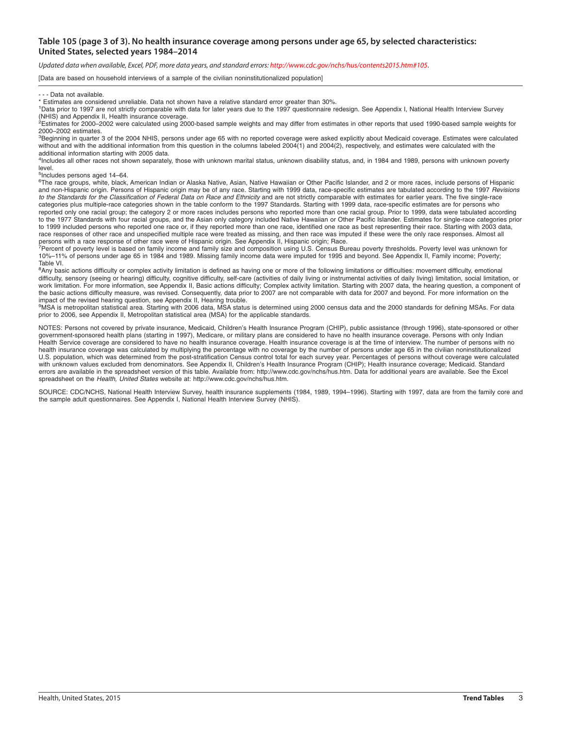## Table 105 (page 3 of 3). No health insurance coverage among persons under age 65, by selected characteristics: United States, selected years 1984–2014

*Updated data when available, Excel, PDF, more data years, and standard errors: http://www.cdc.gov/nchs/hus/contents2015.htm#105.*

[Data are based on household interviews of a sample of the civilian noninstitutionalized population]

- - - Data not available.

* Estimates are considered unreliable. Data not shown have a relative standard error greater than 30%.

[1]Data prior to 1997 are not strictly comparable with data for later years due to the 1997 questionnaire redesign. See Appendix I, National Health Interview Survey (NHIS) and Appendix II, Health insurance coverage.

[2]Estimates for 2000–2002 were calculated using 2000-based sample weights and may differ from estimates in other reports that used 1990-based sample weights for 2000–2002 estimates.

[3]Beginning in quarter 3 of the 2004 NHIS, persons under age 65 with no reported coverage were asked explicitly about Medicaid coverage. Estimates were calculated without and with the additional information from this question in the columns labeled 2004(1) and 2004(2), respectively, and estimates were calculated with the additional information starting with 2005 data.

[4]Includes all other races not shown separately, those with unknown marital status, unknown disability status, and, in 1984 and 1989, persons with unknown poverty level.

[5]Includes persons aged 14–64.

[6]The race groups, white, black, American Indian or Alaska Native, Asian, Native Hawaiian or Other Pacific Islander, and 2 or more races, include persons of Hispanic and non-Hispanic origin. Persons of Hispanic origin may be of any race. Starting with 1999 data, race-specific estimates are tabulated according to the 1997 *Revisions to the Standards for the Classification of Federal Data on Race and Ethnicity* and are not strictly comparable with estimates for earlier years. The five single-race categories plus multiple-race categories shown in the table conform to the 1997 Standards. Starting with 1999 data, race-specific estimates are for persons who reported only one racial group; the category 2 or more races includes persons who reported more than one racial group. Prior to 1999, data were tabulated according to the 1977 Standards with four racial groups, and the Asian only category included Native Hawaiian or Other Pacific Islander. Estimates for single-race categories prior to 1999 included persons who reported one race or, if they reported more than one race, identified one race as best representing their race. Starting with 2003 data, race responses of other race and unspecified multiple race were treated as missing, and then race was imputed if these were the only race responses. Almost all persons with a race response of other race were of Hispanic origin. See Appendix II, Hispanic origin; Race.

[7]Percent of poverty level is based on family income and family size and composition using U.S. Census Bureau poverty thresholds. Poverty level was unknown for 10%–11% of persons under age 65 in 1984 and 1989. Missing family income data were imputed for 1995 and beyond. See Appendix II, Family income; Poverty; Table VI.

[8]Any basic actions difficulty or complex activity limitation is defined as having one or more of the following limitations or difficulties: movement difficulty, emotional difficulty, sensory (seeing or hearing) difficulty, cognitive difficulty, self-care (activities of daily living or instrumental activities of daily living) limitation, social limitation, or work limitation. For more information, see Appendix II, Basic actions difficulty; Complex activity limitation. Starting with 2007 data, the hearing question, a component of the basic actions difficulty measure, was revised. Consequently, data prior to 2007 are not comparable with data for 2007 and beyond. For more information on the impact of the revised hearing question, see Appendix II, Hearing trouble.

[9]MSA is metropolitan statistical area. Starting with 2006 data, MSA status is determined using 2000 census data and the 2000 standards for defining MSAs. For data prior to 2006, see Appendix II, Metropolitan statistical area (MSA) for the applicable standards.

NOTES: Persons not covered by private insurance, Medicaid, Children's Health Insurance Program (CHIP), public assistance (through 1996), state-sponsored or other government-sponsored health plans (starting in 1997), Medicare, or military plans are considered to have no health insurance coverage. Persons with only Indian Health Service coverage are considered to have no health insurance coverage. Health insurance coverage is at the time of interview. The number of persons with no health insurance coverage was calculated by multiplying the percentage with no coverage by the number of persons under age 65 in the civilian noninstitutionalized U.S. population, which was determined from the post-stratification Census control total for each survey year. Percentages of persons without coverage were calculated with unknown values excluded from denominators. See Appendix II, Children's Health Insurance Program (CHIP); Health insurance coverage; Medicaid. Standard errors are available in the spreadsheet version of this table. Available from: http://www.cdc.gov/nchs/hus.htm. Data for additional years are available. See the Excel spreadsheet on the *Health, United States* website at: http://www.cdc.gov/nchs/hus.htm.

SOURCE: CDC/NCHS, National Health Interview Survey, health insurance supplements (1984, 1989, 1994–1996). Starting with 1997, data are from the family core and the sample adult questionnaires. See Appendix I, National Health Interview Survey (NHIS).